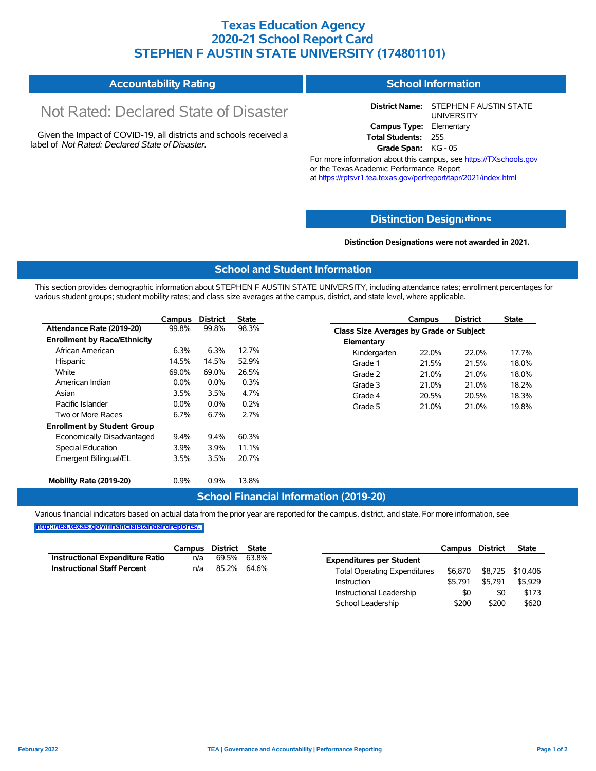# Texas Education Agency
# 2020-21 School Report Card
# STEPHEN F AUSTIN STATE UNIVERSITY (174801101)

## Accountability Rating

Not Rated: Declared State of Disaster

Given the Impact of COVID-19, all districts and schools received a label of *Not Rated: Declared State of Disaster*.

## School Information

**District Name:** STEPHEN F AUSTIN STATE UNIVERSITY
**Campus Type:** Elementary
**Total Students:** 255
**Grade Span:** KG - 05

For more information about this campus, see https://TXschools.gov or the Texas Academic Performance Report at https://rptsvr1.tea.texas.gov/perfreport/tapr/2021/index.html

## Distinction Designations

**Distinction Designations were not awarded in 2021.**

## School and Student Information

This section provides demographic information about STEPHEN F AUSTIN STATE UNIVERSITY, including attendance rates; enrollment percentages for various student groups; student mobility rates; and class size averages at the campus, district, and state level, where applicable.

| | Campus | District | State |
|---|---|---|---|
| **Attendance Rate (2019-20)** | 99.8% | 99.8% | 98.3% |
| **Enrollment by Race/Ethnicity** | | | |
| African American | 6.3% | 6.3% | 12.7% |
| Hispanic | 14.5% | 14.5% | 52.9% |
| White | 69.0% | 69.0% | 26.5% |
| American Indian | 0.0% | 0.0% | 0.3% |
| Asian | 3.5% | 3.5% | 4.7% |
| Pacific Islander | 0.0% | 0.0% | 0.2% |
| Two or More Races | 6.7% | 6.7% | 2.7% |
| **Enrollment by Student Group** | | | |
| Economically Disadvantaged | 9.4% | 9.4% | 60.3% |
| Special Education | 3.9% | 3.9% | 11.1% |
| Emergent Bilingual/EL | 3.5% | 3.5% | 20.7% |
| **Mobility Rate (2019-20)** | 0.9% | 0.9% | 13.8% |

| | Campus | District | State |
|---|---|---|---|
| **Class Size Averages by Grade or Subject** | | | |
| **Elementary** | | | |
| Kindergarten | 22.0% | 22.0% | 17.7% |
| Grade 1 | 21.5% | 21.5% | 18.0% |
| Grade 2 | 21.0% | 21.0% | 18.0% |
| Grade 3 | 21.0% | 21.0% | 18.2% |
| Grade 4 | 20.5% | 20.5% | 18.3% |
| Grade 5 | 21.0% | 21.0% | 19.8% |

## School Financial Information (2019-20)

Various financial indicators based on actual data from the prior year are reported for the campus, district, and state. For more information, see http://tea.texas.gov/financialstandardreports/.

| | Campus | District | State |
|---|---|---|---|
| **Instructional Expenditure Ratio** | n/a | 69.5% | 63.8% |
| **Instructional Staff Percent** | n/a | 85.2% | 64.6% |

| | Campus | District | State |
|---|---|---|---|
| **Expenditures per Student** | | | |
| Total Operating Expenditures | $6,870 | $8,725 | $10,406 |
| Instruction | $5,791 | $5,791 | $5,929 |
| Instructional Leadership | $0 | $0 | $173 |
| School Leadership | $200 | $200 | $620 |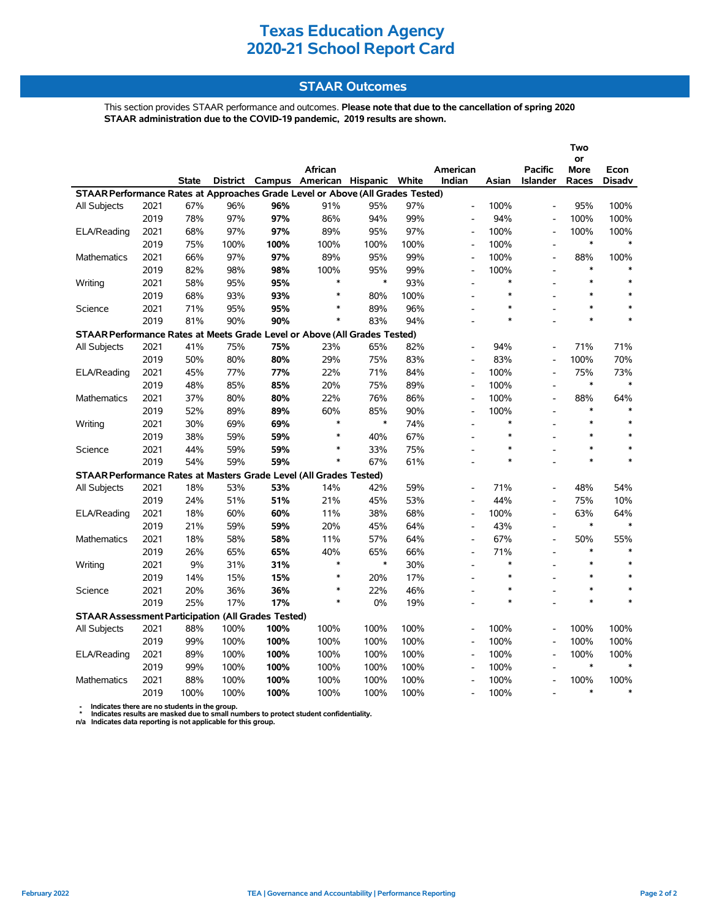# Texas Education Agency
# 2020-21 School Report Card

## STAAR Outcomes

This section provides STAAR performance and outcomes. **Please note that due to the cancellation of spring 2020 STAAR administration due to the COVID-19 pandemic, 2019 results are shown.**

| | | State | District | Campus | African American | Hispanic | White | American Indian | Asian | Pacific Islander | Two or More Races | Econ Disadv |
|---|---|---|---|---|---|---|---|---|---|---|---|---|
| **STAAR Performance Rates at Approaches Grade Level or Above (All Grades Tested)** | | | | | | | | | | | | |
| All Subjects | 2021 | 67% | 96% | **96%** | 91% | 95% | 97% | - | 100% | - | 95% | 100% |
| | 2019 | 78% | 97% | **97%** | 86% | 94% | 99% | - | 94% | - | 100% | 100% |
| ELA/Reading | 2021 | 68% | 97% | **97%** | 89% | 95% | 97% | - | 100% | - | 100% | 100% |
| | 2019 | 75% | 100% | **100%** | 100% | 100% | 100% | - | 100% | - | * | * |
| Mathematics | 2021 | 66% | 97% | **97%** | 89% | 95% | 99% | - | 100% | - | 88% | 100% |
| | 2019 | 82% | 98% | **98%** | 100% | 95% | 99% | - | 100% | - | * | * |
| Writing | 2021 | 58% | 95% | **95%** | * | * | 93% | - | * | - | * | * |
| | 2019 | 68% | 93% | **93%** | * | 80% | 100% | - | * | - | * | * |
| Science | 2021 | 71% | 95% | **95%** | * | 89% | 96% | - | * | - | * | * |
| | 2019 | 81% | 90% | **90%** | * | 83% | 94% | - | * | - | * | * |
| **STAAR Performance Rates at Meets Grade Level or Above (All Grades Tested)** | | | | | | | | | | | | |
| All Subjects | 2021 | 41% | 75% | **75%** | 23% | 65% | 82% | - | 94% | - | 71% | 71% |
| | 2019 | 50% | 80% | **80%** | 29% | 75% | 83% | - | 83% | - | 100% | 70% |
| ELA/Reading | 2021 | 45% | 77% | **77%** | 22% | 71% | 84% | - | 100% | - | 75% | 73% |
| | 2019 | 48% | 85% | **85%** | 20% | 75% | 89% | - | 100% | - | * | * |
| Mathematics | 2021 | 37% | 80% | **80%** | 22% | 76% | 86% | - | 100% | - | 88% | 64% |
| | 2019 | 52% | 89% | **89%** | 60% | 85% | 90% | - | 100% | - | * | * |
| Writing | 2021 | 30% | 69% | **69%** | * | * | 74% | - | * | - | * | * |
| | 2019 | 38% | 59% | **59%** | * | 40% | 67% | - | * | - | * | * |
| Science | 2021 | 44% | 59% | **59%** | * | 33% | 75% | - | * | - | * | * |
| | 2019 | 54% | 59% | **59%** | * | 67% | 61% | - | * | - | * | * |
| **STAAR Performance Rates at Masters Grade Level (All Grades Tested)** | | | | | | | | | | | | |
| All Subjects | 2021 | 18% | 53% | **53%** | 14% | 42% | 59% | - | 71% | - | 48% | 54% |
| | 2019 | 24% | 51% | **51%** | 21% | 45% | 53% | - | 44% | - | 75% | 10% |
| ELA/Reading | 2021 | 18% | 60% | **60%** | 11% | 38% | 68% | - | 100% | - | 63% | 64% |
| | 2019 | 21% | 59% | **59%** | 20% | 45% | 64% | - | 43% | - | * | * |
| Mathematics | 2021 | 18% | 58% | **58%** | 11% | 57% | 64% | - | 67% | - | 50% | 55% |
| | 2019 | 26% | 65% | **65%** | 40% | 65% | 66% | - | 71% | - | * | * |
| Writing | 2021 | 9% | 31% | **31%** | * | * | 30% | - | * | - | * | * |
| | 2019 | 14% | 15% | **15%** | * | 20% | 17% | - | * | - | * | * |
| Science | 2021 | 20% | 36% | **36%** | * | 22% | 46% | - | * | - | * | * |
| | 2019 | 25% | 17% | **17%** | * | 0% | 19% | - | * | - | * | * |
| **STAAR Assessment Participation (All Grades Tested)** | | | | | | | | | | | | |
| All Subjects | 2021 | 88% | 100% | **100%** | 100% | 100% | 100% | - | 100% | - | 100% | 100% |
| | 2019 | 99% | 100% | **100%** | 100% | 100% | 100% | - | 100% | - | 100% | 100% |
| ELA/Reading | 2021 | 89% | 100% | **100%** | 100% | 100% | 100% | - | 100% | - | 100% | 100% |
| | 2019 | 99% | 100% | **100%** | 100% | 100% | 100% | - | 100% | - | * | * |
| Mathematics | 2021 | 88% | 100% | **100%** | 100% | 100% | 100% | - | 100% | - | 100% | 100% |
| | 2019 | 100% | 100% | **100%** | 100% | 100% | 100% | - | 100% | - | * | * |

- Indicates there are no students in the group.
\* Indicates results are masked due to small numbers to protect student confidentiality.
n/a Indicates data reporting is not applicable for this group.